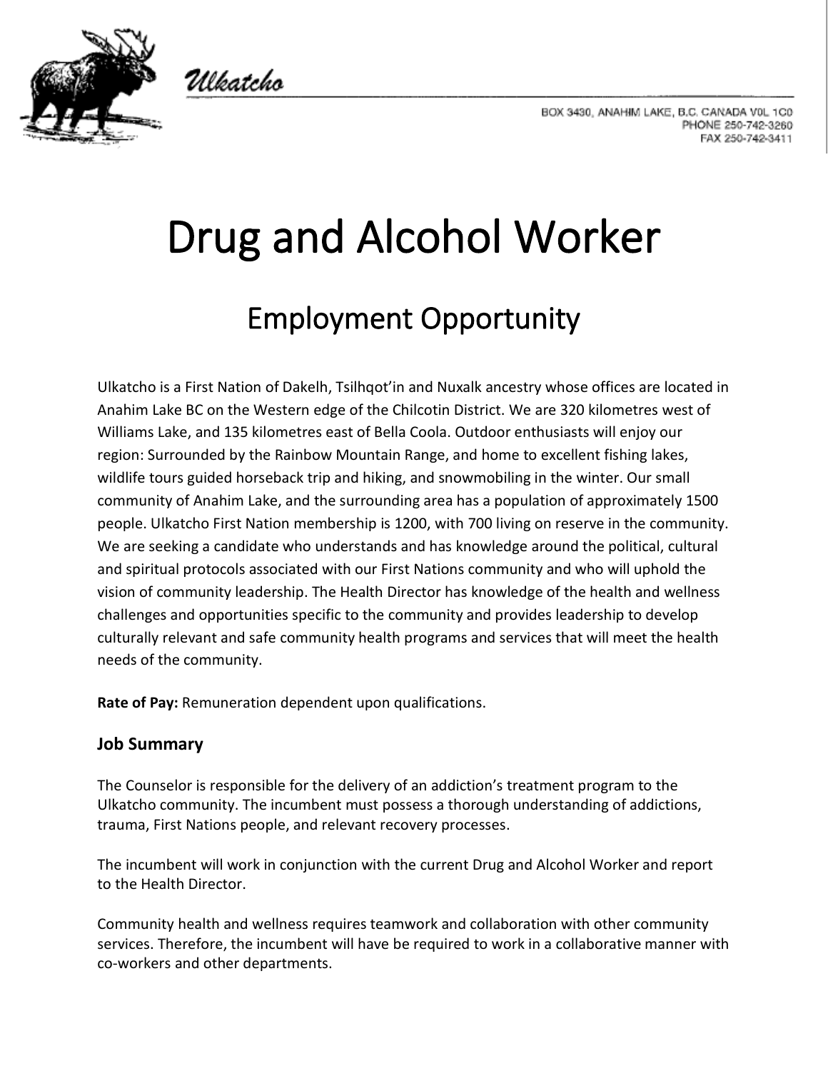Ulkatcho

BOX 3430, ANAHIM LAKE, B.C. CANADA V0L 1C0
PHONE 250-742-3260
FAX 250-742-3411

# Drug and Alcohol Worker

## Employment Opportunity

Ulkatcho is a First Nation of Dakelh, Tsilhqot'in and Nuxalk ancestry whose offices are located in Anahim Lake BC on the Western edge of the Chilcotin District. We are 320 kilometres west of Williams Lake, and 135 kilometres east of Bella Coola. Outdoor enthusiasts will enjoy our region: Surrounded by the Rainbow Mountain Range, and home to excellent fishing lakes, wildlife tours guided horseback trip and hiking, and snowmobiling in the winter. Our small community of Anahim Lake, and the surrounding area has a population of approximately 1500 people. Ulkatcho First Nation membership is 1200, with 700 living on reserve in the community. We are seeking a candidate who understands and has knowledge around the political, cultural and spiritual protocols associated with our First Nations community and who will uphold the vision of community leadership. The Health Director has knowledge of the health and wellness challenges and opportunities specific to the community and provides leadership to develop culturally relevant and safe community health programs and services that will meet the health needs of the community.

**Rate of Pay:** Remuneration dependent upon qualifications.

### Job Summary

The Counselor is responsible for the delivery of an addiction's treatment program to the Ulkatcho community. The incumbent must possess a thorough understanding of addictions, trauma, First Nations people, and relevant recovery processes.

The incumbent will work in conjunction with the current Drug and Alcohol Worker and report to the Health Director.

Community health and wellness requires teamwork and collaboration with other community services. Therefore, the incumbent will have be required to work in a collaborative manner with co-workers and other departments.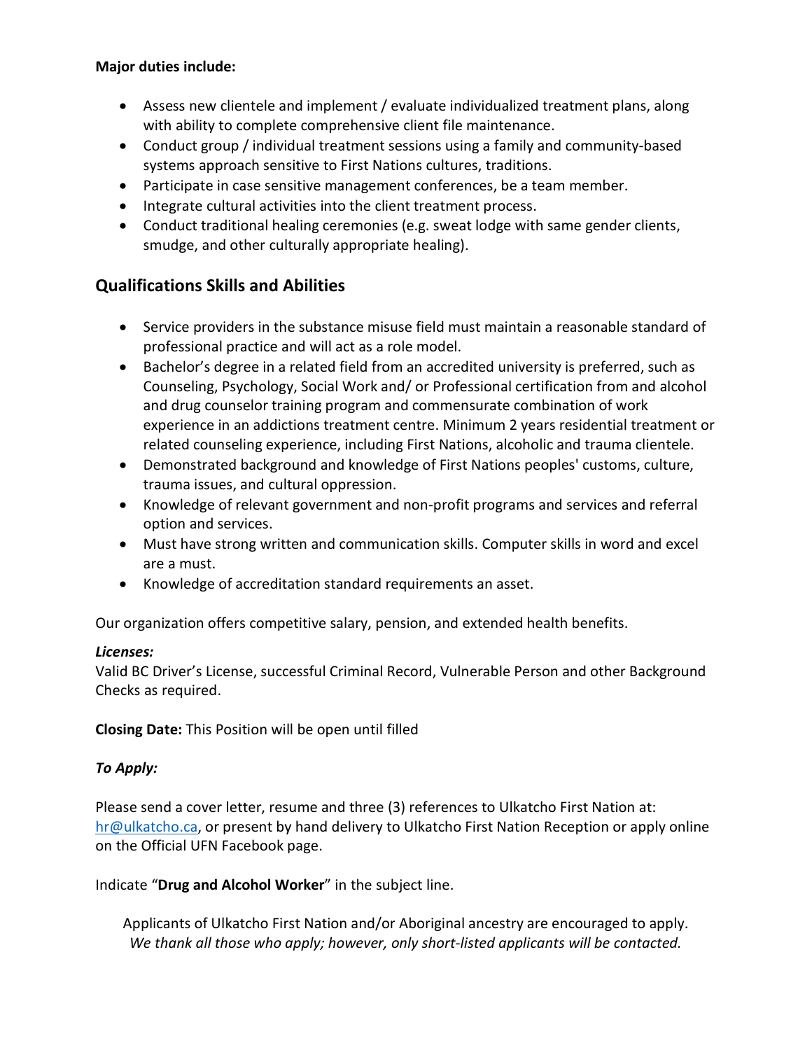**Major duties include:**

- Assess new clientele and implement / evaluate individualized treatment plans, along with ability to complete comprehensive client file maintenance.
- Conduct group / individual treatment sessions using a family and community-based systems approach sensitive to First Nations cultures, traditions.
- Participate in case sensitive management conferences, be a team member.
- Integrate cultural activities into the client treatment process.
- Conduct traditional healing ceremonies (e.g. sweat lodge with same gender clients, smudge, and other culturally appropriate healing).

## Qualifications Skills and Abilities

- Service providers in the substance misuse field must maintain a reasonable standard of professional practice and will act as a role model.
- Bachelor's degree in a related field from an accredited university is preferred, such as Counseling, Psychology, Social Work and/ or Professional certification from and alcohol and drug counselor training program and commensurate combination of work experience in an addictions treatment centre. Minimum 2 years residential treatment or related counseling experience, including First Nations, alcoholic and trauma clientele.
- Demonstrated background and knowledge of First Nations peoples' customs, culture, trauma issues, and cultural oppression.
- Knowledge of relevant government and non-profit programs and services and referral option and services.
- Must have strong written and communication skills. Computer skills in word and excel are a must.
- Knowledge of accreditation standard requirements an asset.

Our organization offers competitive salary, pension, and extended health benefits.

***Licenses:***
Valid BC Driver's License, successful Criminal Record, Vulnerable Person and other Background Checks as required.

**Closing Date:** This Position will be open until filled

***To Apply:***

Please send a cover letter, resume and three (3) references to Ulkatcho First Nation at: hr@ulkatcho.ca, or present by hand delivery to Ulkatcho First Nation Reception or apply online on the Official UFN Facebook page.

Indicate "**Drug and Alcohol Worker**" in the subject line.

Applicants of Ulkatcho First Nation and/or Aboriginal ancestry are encouraged to apply.
*We thank all those who apply; however, only short-listed applicants will be contacted.*